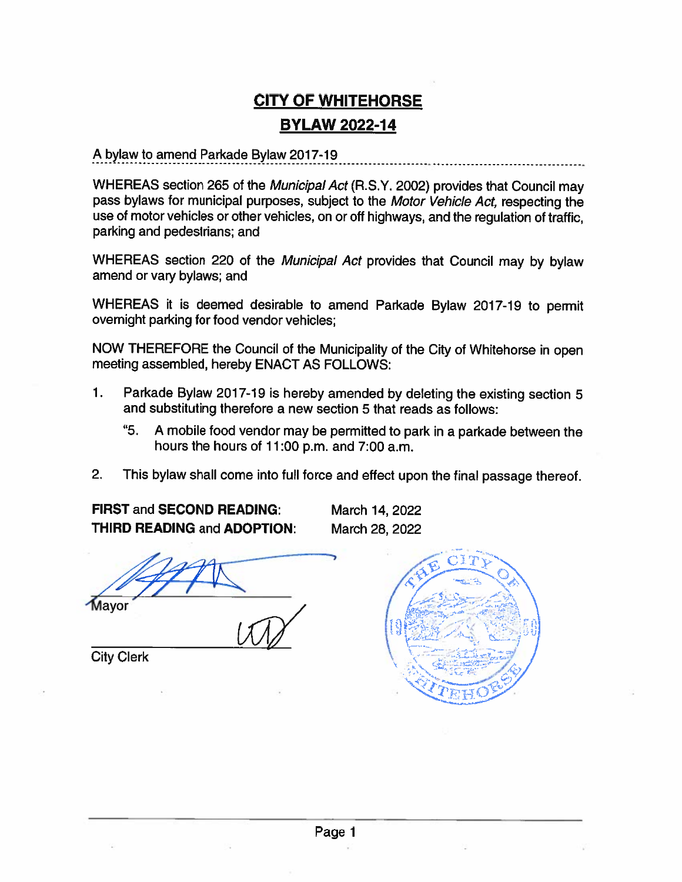# CITY OF WHITEHORSE

## BYLAW 2022-14

A bylaw to amend Parkade Bylaw 2017-19

WHEREAS section 265 of the *Municipal Act* (R.S.Y. 2002) provides that Council may pass bylaws for municipal purposes, subject to the *Motor Vehicle Act,* respecting the use of motor vehicles or other vehicles, on or off highways, and the regulation of traffic, parking and pedestrians; and

WHEREAS section 220 of the *Municipal Act* provides that Council may by bylaw amend or vary bylaws; and

WHEREAS it is deemed desirable to amend Parkade Bylaw 2017-19 to permit overnight parking for food vendor vehicles;

NOW THEREFORE the Council of the Municipality of the City of Whitehorse in open meeting assembled, hereby ENACT AS FOLLOWS:

1. Parkade Bylaw 2017-19 is hereby amended by deleting the existing section 5 and substituting therefore a new section 5 that reads as follows:

   "5. A mobile food vendor may be permitted to park in a parkade between the hours the hours of 11:00 p.m. and 7:00 a.m.

2. This bylaw shall come into full force and effect upon the final passage thereof.

**FIRST** and **SECOND READING**: March 14, 2022
**THIRD READING** and **ADOPTION**: March 28, 2022

Mayor

City Clerk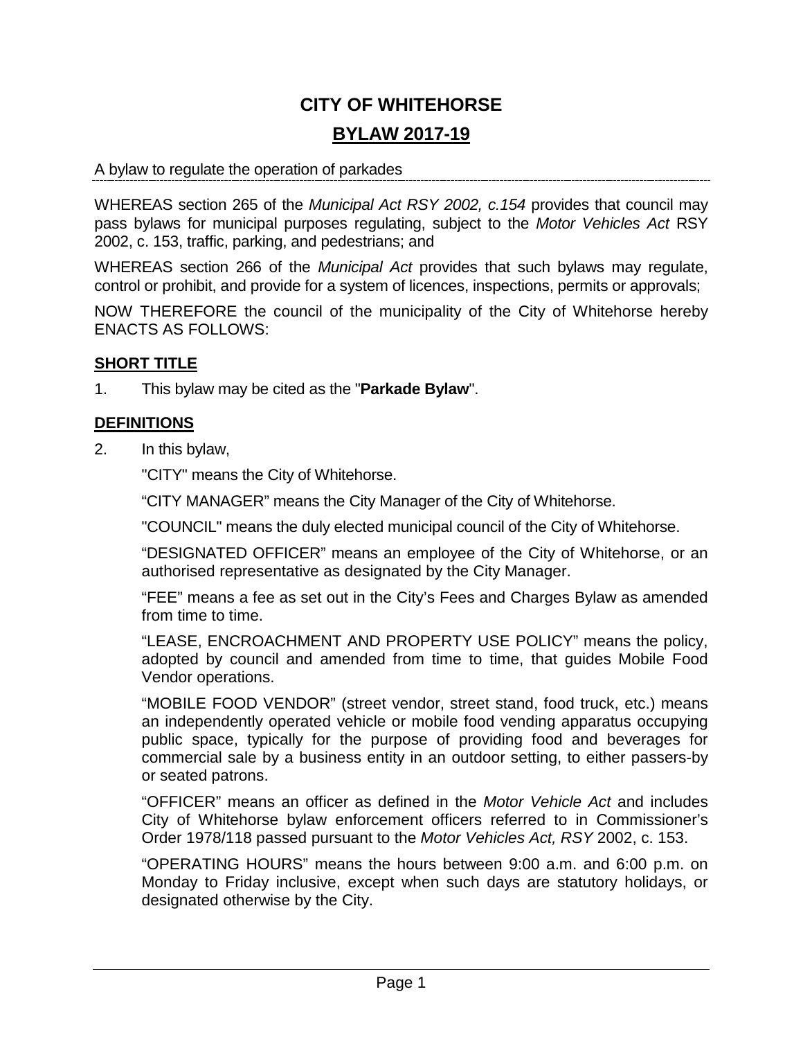# CITY OF WHITEHORSE

## BYLAW 2017-19

A bylaw to regulate the operation of parkades

WHEREAS section 265 of the *Municipal Act RSY 2002, c.154* provides that council may pass bylaws for municipal purposes regulating, subject to the *Motor Vehicles Act* RSY 2002, c. 153, traffic, parking, and pedestrians; and

WHEREAS section 266 of the *Municipal Act* provides that such bylaws may regulate, control or prohibit, and provide for a system of licences, inspections, permits or approvals;

NOW THEREFORE the council of the municipality of the City of Whitehorse hereby ENACTS AS FOLLOWS:

### SHORT TITLE

1. This bylaw may be cited as the "**Parkade Bylaw**".

### DEFINITIONS

2. In this bylaw,

   "CITY" means the City of Whitehorse.

   "CITY MANAGER" means the City Manager of the City of Whitehorse.

   "COUNCIL" means the duly elected municipal council of the City of Whitehorse.

   "DESIGNATED OFFICER" means an employee of the City of Whitehorse, or an authorised representative as designated by the City Manager.

   "FEE" means a fee as set out in the City's Fees and Charges Bylaw as amended from time to time.

   "LEASE, ENCROACHMENT AND PROPERTY USE POLICY" means the policy, adopted by council and amended from time to time, that guides Mobile Food Vendor operations.

   "MOBILE FOOD VENDOR" (street vendor, street stand, food truck, etc.) means an independently operated vehicle or mobile food vending apparatus occupying public space, typically for the purpose of providing food and beverages for commercial sale by a business entity in an outdoor setting, to either passers-by or seated patrons.

   "OFFICER" means an officer as defined in the *Motor Vehicle Act* and includes City of Whitehorse bylaw enforcement officers referred to in Commissioner's Order 1978/118 passed pursuant to the *Motor Vehicles Act, RSY* 2002, c. 153.

   "OPERATING HOURS" means the hours between 9:00 a.m. and 6:00 p.m. on Monday to Friday inclusive, except when such days are statutory holidays, or designated otherwise by the City.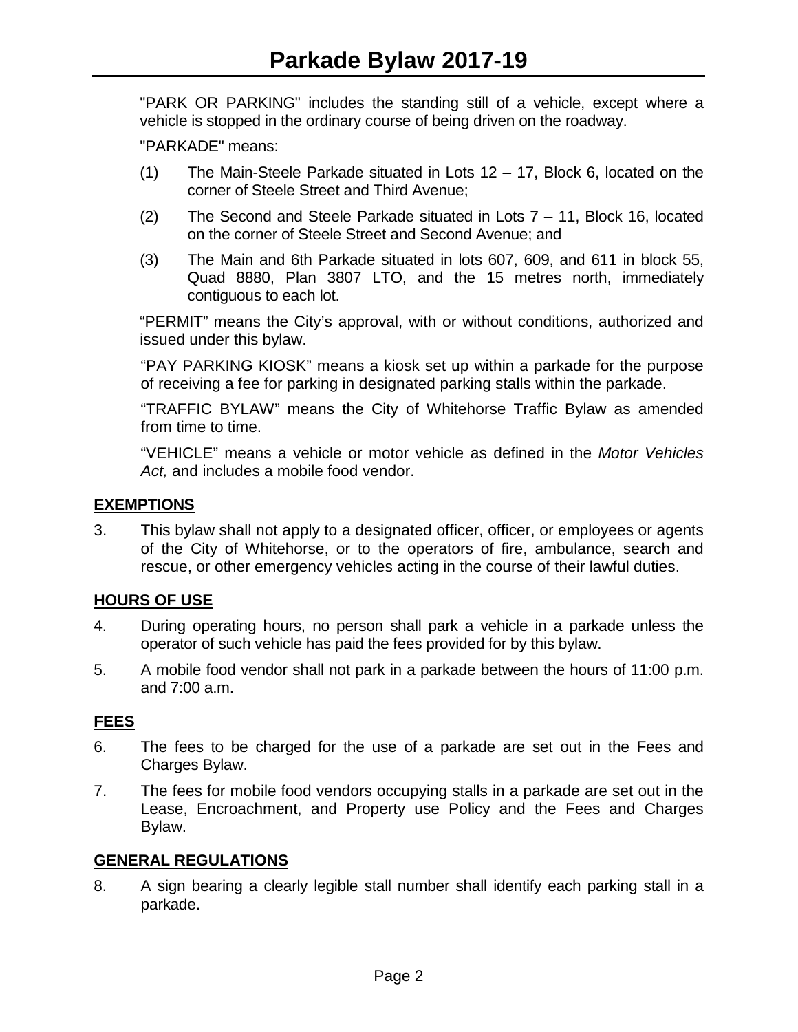"PARK OR PARKING" includes the standing still of a vehicle, except where a vehicle is stopped in the ordinary course of being driven on the roadway.

"PARKADE" means:

(1) The Main-Steele Parkade situated in Lots 12 – 17, Block 6, located on the corner of Steele Street and Third Avenue;

(2) The Second and Steele Parkade situated in Lots 7 – 11, Block 16, located on the corner of Steele Street and Second Avenue; and

(3) The Main and 6th Parkade situated in lots 607, 609, and 611 in block 55, Quad 8880, Plan 3807 LTO, and the 15 metres north, immediately contiguous to each lot.

"PERMIT" means the City's approval, with or without conditions, authorized and issued under this bylaw.

"PAY PARKING KIOSK" means a kiosk set up within a parkade for the purpose of receiving a fee for parking in designated parking stalls within the parkade.

"TRAFFIC BYLAW" means the City of Whitehorse Traffic Bylaw as amended from time to time.

"VEHICLE" means a vehicle or motor vehicle as defined in the *Motor Vehicles Act,* and includes a mobile food vendor.

## EXEMPTIONS

3. This bylaw shall not apply to a designated officer, officer, or employees or agents of the City of Whitehorse, or to the operators of fire, ambulance, search and rescue, or other emergency vehicles acting in the course of their lawful duties.

## HOURS OF USE

4. During operating hours, no person shall park a vehicle in a parkade unless the operator of such vehicle has paid the fees provided for by this bylaw.

5. A mobile food vendor shall not park in a parkade between the hours of 11:00 p.m. and 7:00 a.m.

## FEES

6. The fees to be charged for the use of a parkade are set out in the Fees and Charges Bylaw.

7. The fees for mobile food vendors occupying stalls in a parkade are set out in the Lease, Encroachment, and Property use Policy and the Fees and Charges Bylaw.

## GENERAL REGULATIONS

8. A sign bearing a clearly legible stall number shall identify each parking stall in a parkade.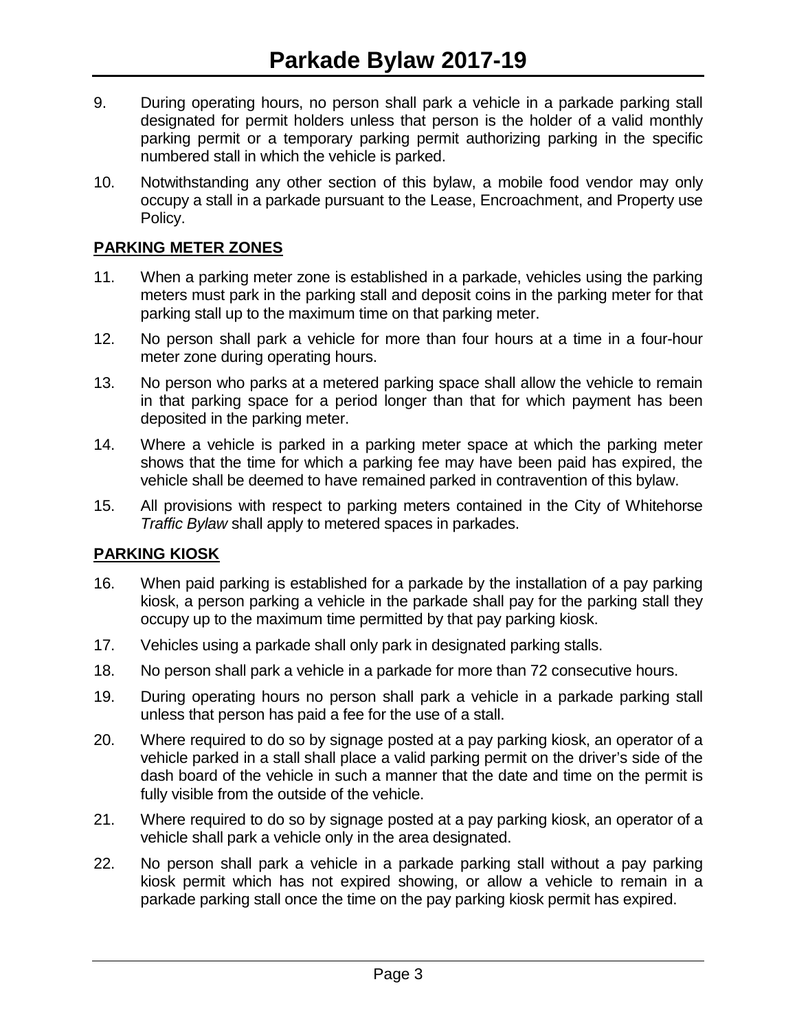9. During operating hours, no person shall park a vehicle in a parkade parking stall designated for permit holders unless that person is the holder of a valid monthly parking permit or a temporary parking permit authorizing parking in the specific numbered stall in which the vehicle is parked.

10. Notwithstanding any other section of this bylaw, a mobile food vendor may only occupy a stall in a parkade pursuant to the Lease, Encroachment, and Property use Policy.

## PARKING METER ZONES

11. When a parking meter zone is established in a parkade, vehicles using the parking meters must park in the parking stall and deposit coins in the parking meter for that parking stall up to the maximum time on that parking meter.

12. No person shall park a vehicle for more than four hours at a time in a four-hour meter zone during operating hours.

13. No person who parks at a metered parking space shall allow the vehicle to remain in that parking space for a period longer than that for which payment has been deposited in the parking meter.

14. Where a vehicle is parked in a parking meter space at which the parking meter shows that the time for which a parking fee may have been paid has expired, the vehicle shall be deemed to have remained parked in contravention of this bylaw.

15. All provisions with respect to parking meters contained in the City of Whitehorse *Traffic Bylaw* shall apply to metered spaces in parkades.

## PARKING KIOSK

16. When paid parking is established for a parkade by the installation of a pay parking kiosk, a person parking a vehicle in the parkade shall pay for the parking stall they occupy up to the maximum time permitted by that pay parking kiosk.

17. Vehicles using a parkade shall only park in designated parking stalls.

18. No person shall park a vehicle in a parkade for more than 72 consecutive hours.

19. During operating hours no person shall park a vehicle in a parkade parking stall unless that person has paid a fee for the use of a stall.

20. Where required to do so by signage posted at a pay parking kiosk, an operator of a vehicle parked in a stall shall place a valid parking permit on the driver's side of the dash board of the vehicle in such a manner that the date and time on the permit is fully visible from the outside of the vehicle.

21. Where required to do so by signage posted at a pay parking kiosk, an operator of a vehicle shall park a vehicle only in the area designated.

22. No person shall park a vehicle in a parkade parking stall without a pay parking kiosk permit which has not expired showing, or allow a vehicle to remain in a parkade parking stall once the time on the pay parking kiosk permit has expired.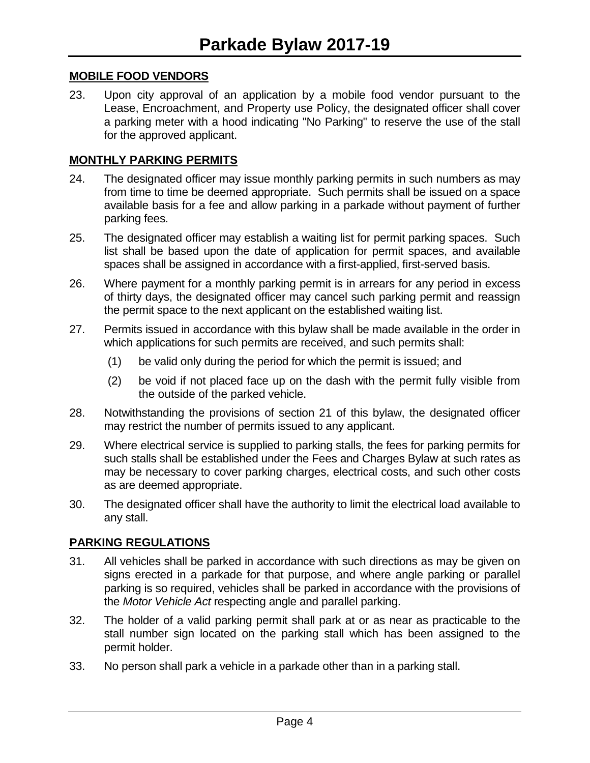## MOBILE FOOD VENDORS

23. Upon city approval of an application by a mobile food vendor pursuant to the Lease, Encroachment, and Property use Policy, the designated officer shall cover a parking meter with a hood indicating "No Parking" to reserve the use of the stall for the approved applicant.

## MONTHLY PARKING PERMITS

24. The designated officer may issue monthly parking permits in such numbers as may from time to time be deemed appropriate. Such permits shall be issued on a space available basis for a fee and allow parking in a parkade without payment of further parking fees.

25. The designated officer may establish a waiting list for permit parking spaces. Such list shall be based upon the date of application for permit spaces, and available spaces shall be assigned in accordance with a first-applied, first-served basis.

26. Where payment for a monthly parking permit is in arrears for any period in excess of thirty days, the designated officer may cancel such parking permit and reassign the permit space to the next applicant on the established waiting list.

27. Permits issued in accordance with this bylaw shall be made available in the order in which applications for such permits are received, and such permits shall:

    (1) be valid only during the period for which the permit is issued; and

    (2) be void if not placed face up on the dash with the permit fully visible from the outside of the parked vehicle.

28. Notwithstanding the provisions of section 21 of this bylaw, the designated officer may restrict the number of permits issued to any applicant.

29. Where electrical service is supplied to parking stalls, the fees for parking permits for such stalls shall be established under the Fees and Charges Bylaw at such rates as may be necessary to cover parking charges, electrical costs, and such other costs as are deemed appropriate.

30. The designated officer shall have the authority to limit the electrical load available to any stall.

## PARKING REGULATIONS

31. All vehicles shall be parked in accordance with such directions as may be given on signs erected in a parkade for that purpose, and where angle parking or parallel parking is so required, vehicles shall be parked in accordance with the provisions of the *Motor Vehicle Act* respecting angle and parallel parking.

32. The holder of a valid parking permit shall park at or as near as practicable to the stall number sign located on the parking stall which has been assigned to the permit holder.

33. No person shall park a vehicle in a parkade other than in a parking stall.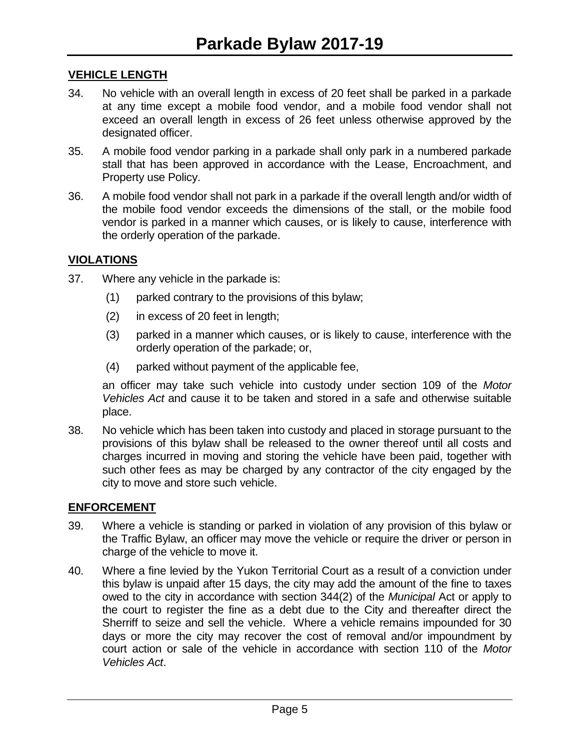## VEHICLE LENGTH

34. No vehicle with an overall length in excess of 20 feet shall be parked in a parkade at any time except a mobile food vendor, and a mobile food vendor shall not exceed an overall length in excess of 26 feet unless otherwise approved by the designated officer.

35. A mobile food vendor parking in a parkade shall only park in a numbered parkade stall that has been approved in accordance with the Lease, Encroachment, and Property use Policy.

36. A mobile food vendor shall not park in a parkade if the overall length and/or width of the mobile food vendor exceeds the dimensions of the stall, or the mobile food vendor is parked in a manner which causes, or is likely to cause, interference with the orderly operation of the parkade.

## VIOLATIONS

37. Where any vehicle in the parkade is:

    (1) parked contrary to the provisions of this bylaw;

    (2) in excess of 20 feet in length;

    (3) parked in a manner which causes, or is likely to cause, interference with the orderly operation of the parkade; or,

    (4) parked without payment of the applicable fee,

    an officer may take such vehicle into custody under section 109 of the *Motor Vehicles Act* and cause it to be taken and stored in a safe and otherwise suitable place.

38. No vehicle which has been taken into custody and placed in storage pursuant to the provisions of this bylaw shall be released to the owner thereof until all costs and charges incurred in moving and storing the vehicle have been paid, together with such other fees as may be charged by any contractor of the city engaged by the city to move and store such vehicle.

## ENFORCEMENT

39. Where a vehicle is standing or parked in violation of any provision of this bylaw or the Traffic Bylaw, an officer may move the vehicle or require the driver or person in charge of the vehicle to move it.

40. Where a fine levied by the Yukon Territorial Court as a result of a conviction under this bylaw is unpaid after 15 days, the city may add the amount of the fine to taxes owed to the city in accordance with section 344(2) of the *Municipal* Act or apply to the court to register the fine as a debt due to the City and thereafter direct the Sherriff to seize and sell the vehicle. Where a vehicle remains impounded for 30 days or more the city may recover the cost of removal and/or impoundment by court action or sale of the vehicle in accordance with section 110 of the *Motor Vehicles Act*.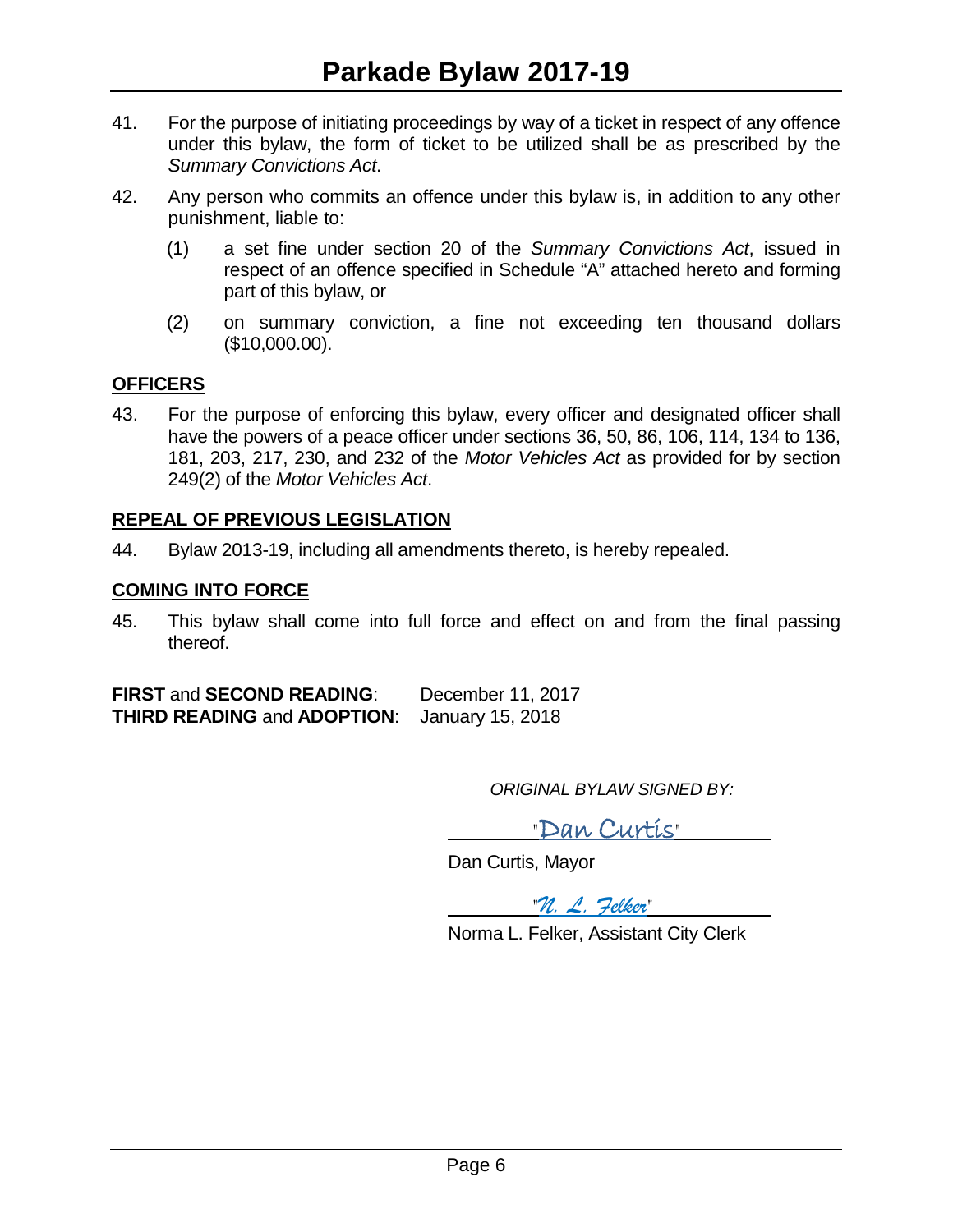41. For the purpose of initiating proceedings by way of a ticket in respect of any offence under this bylaw, the form of ticket to be utilized shall be as prescribed by the *Summary Convictions Act*.

42. Any person who commits an offence under this bylaw is, in addition to any other punishment, liable to:

    (1) a set fine under section 20 of the *Summary Convictions Act*, issued in respect of an offence specified in Schedule "A" attached hereto and forming part of this bylaw, or

    (2) on summary conviction, a fine not exceeding ten thousand dollars ($10,000.00).

## OFFICERS

43. For the purpose of enforcing this bylaw, every officer and designated officer shall have the powers of a peace officer under sections 36, 50, 86, 106, 114, 134 to 136, 181, 203, 217, 230, and 232 of the *Motor Vehicles Act* as provided for by section 249(2) of the *Motor Vehicles Act*.

## REPEAL OF PREVIOUS LEGISLATION

44. Bylaw 2013-19, including all amendments thereto, is hereby repealed.

## COMING INTO FORCE

45. This bylaw shall come into full force and effect on and from the final passing thereof.

**FIRST** and **SECOND READING**: December 11, 2017
**THIRD READING** and **ADOPTION**: January 15, 2018

*ORIGINAL BYLAW SIGNED BY:*

"Dan Curtis"

Dan Curtis, Mayor

"N. L. Felker"

Norma L. Felker, Assistant City Clerk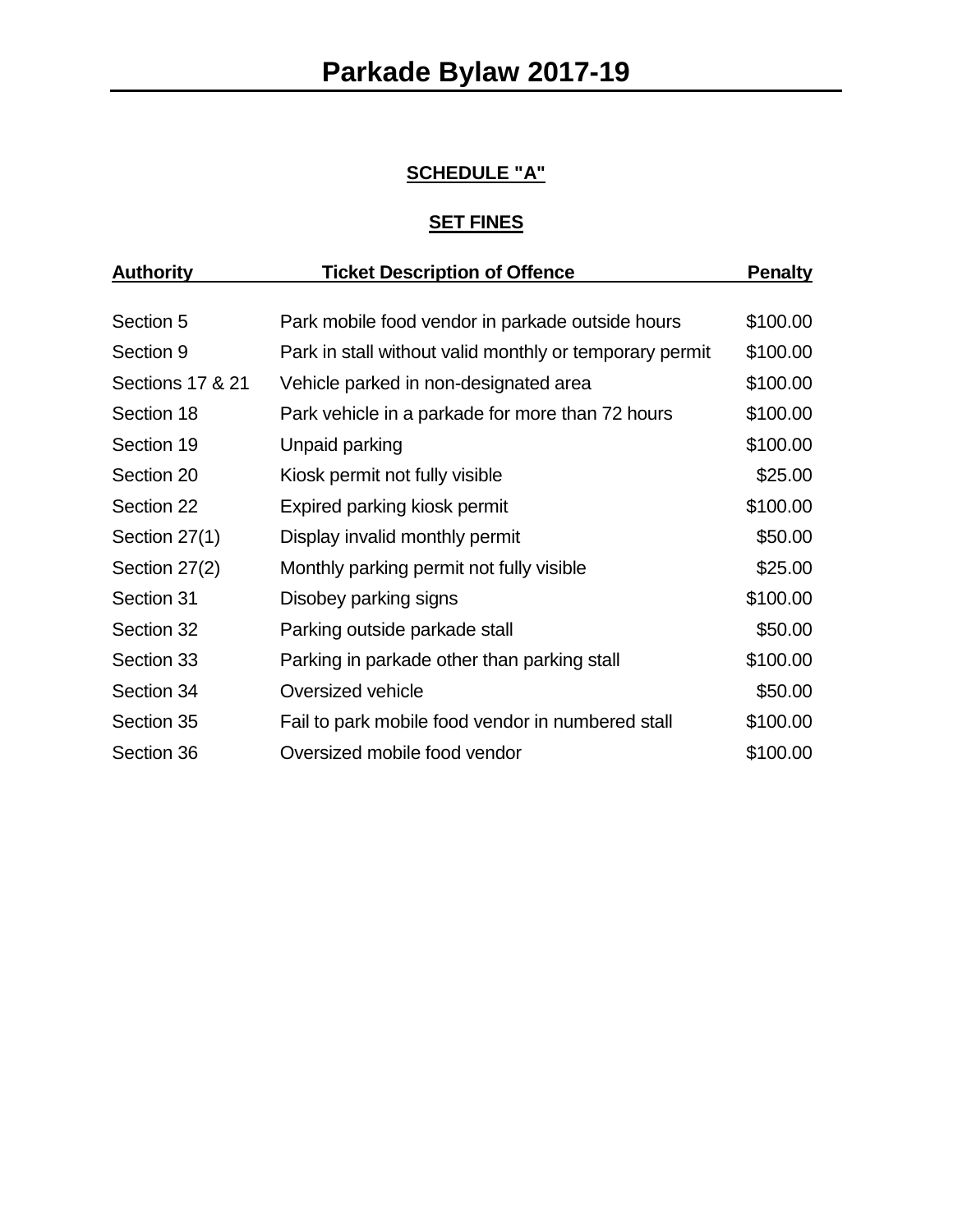# Parkade Bylaw 2017-19

## SCHEDULE "A"

## SET FINES

| Authority | Ticket Description of Offence | Penalty |
|---|---|---|
| Section 5 | Park mobile food vendor in parkade outside hours | $100.00 |
| Section 9 | Park in stall without valid monthly or temporary permit | $100.00 |
| Sections 17 & 21 | Vehicle parked in non-designated area | $100.00 |
| Section 18 | Park vehicle in a parkade for more than 72 hours | $100.00 |
| Section 19 | Unpaid parking | $100.00 |
| Section 20 | Kiosk permit not fully visible | $25.00 |
| Section 22 | Expired parking kiosk permit | $100.00 |
| Section 27(1) | Display invalid monthly permit | $50.00 |
| Section 27(2) | Monthly parking permit not fully visible | $25.00 |
| Section 31 | Disobey parking signs | $100.00 |
| Section 32 | Parking outside parkade stall | $50.00 |
| Section 33 | Parking in parkade other than parking stall | $100.00 |
| Section 34 | Oversized vehicle | $50.00 |
| Section 35 | Fail to park mobile food vendor in numbered stall | $100.00 |
| Section 36 | Oversized mobile food vendor | $100.00 |